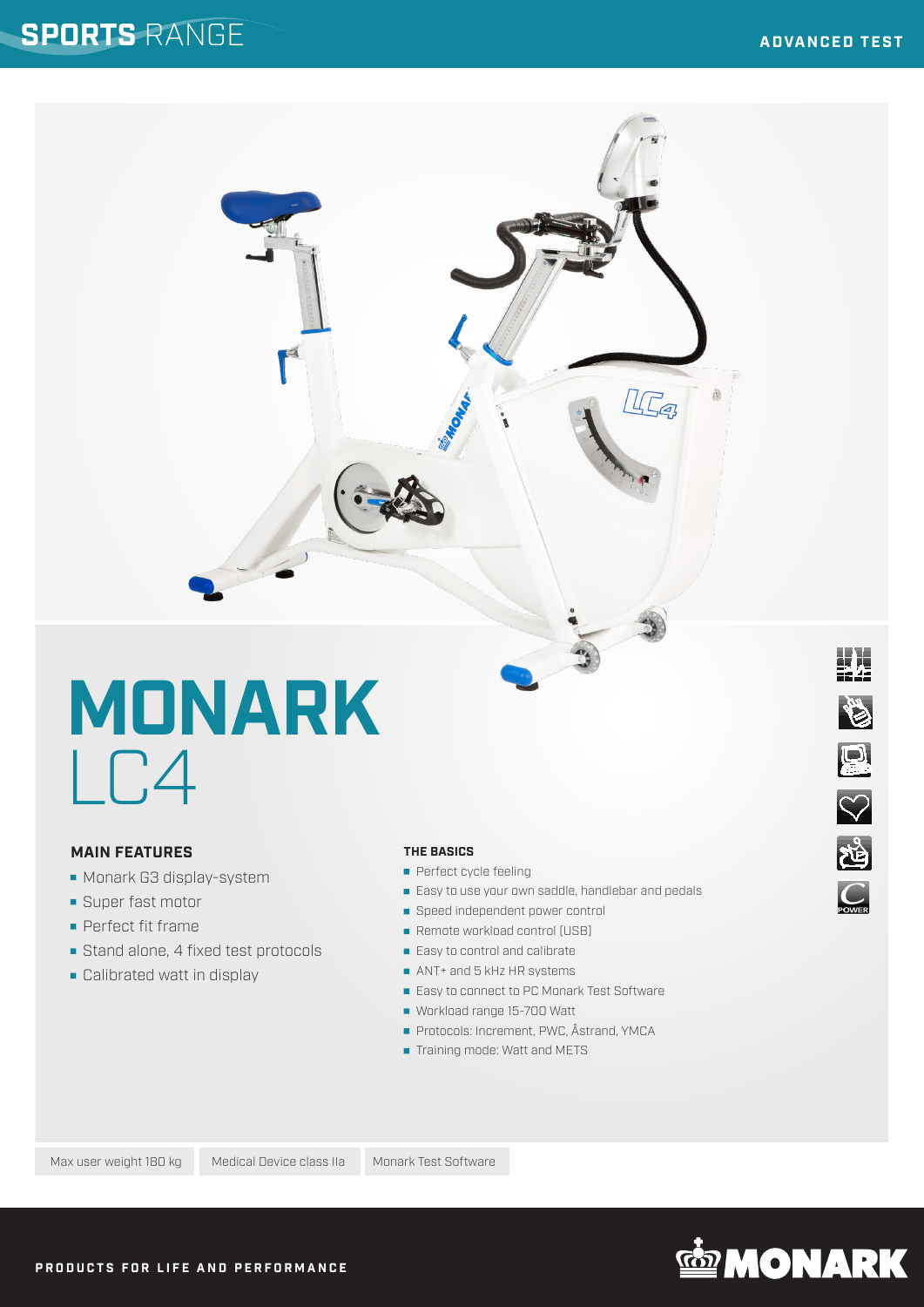SPORTS RANGE

ADVANCED TEST

# MONARK LC4

### MAIN FEATURES

- Monark G3 display-system
- Super fast motor
- Perfect fit frame
- Stand alone, 4 fixed test protocols
- Calibrated watt in display

### THE BASICS

- Perfect cycle feeling
- Easy to use your own saddle, handlebar and pedals
- Speed independent power control
- Remote workload control (USB)
- Easy to control and calibrate
- ANT+ and 5 kHz HR systems
- Easy to connect to PC Monark Test Software
- Workload range 15-700 Watt
- Protocols: Increment, PWC, Åstrand, YMCA
- Training mode: Watt and METS

Max user weight 180 kg | Medical Device class IIa | Monark Test Software

PRODUCTS FOR LIFE AND PERFORMANCE

MONARK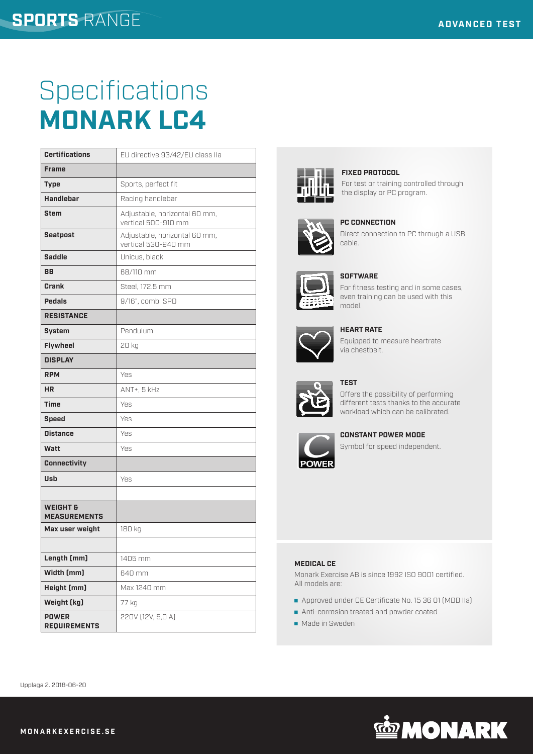# Specifications
# MONARK LC4

| | |
|---|---|
| **Certifications** | EU directive 93/42/EU class IIa |
| **Frame** | |
| **Type** | Sports, perfect fit |
| **Handlebar** | Racing handlebar |
| **Stem** | Adjustable, horizontal 60 mm, vertical 500-910 mm |
| **Seatpost** | Adjustable, horizontal 60 mm, vertical 530-940 mm |
| **Saddle** | Unicus, black |
| **BB** | 68/110 mm |
| **Crank** | Steel, 172.5 mm |
| **Pedals** | 9/16", combi SPD |
| **RESISTANCE** | |
| **System** | Pendulum |
| **Flywheel** | 20 kg |
| **DISPLAY** | |
| **RPM** | Yes |
| **HR** | ANT+, 5 kHz |
| **Time** | Yes |
| **Speed** | Yes |
| **Distance** | Yes |
| **Watt** | Yes |
| **Connectivity** | |
| **Usb** | Yes |
| | |
| **WEIGHT & MEASUREMENTS** | |
| **Max user weight** | 180 kg |
| | |
| **Length (mm)** | 1405 mm |
| **Width (mm)** | 640 mm |
| **Height (mm)** | Max 1240 mm |
| **Weight (kg)** | 77 kg |
| **POWER REQUIREMENTS** | 220V (12V, 5,0 A) |

**FIXED PROTOCOL**
For test or training controlled through the display or PC program.

**PC CONNECTION**
Direct connection to PC through a USB cable.

**SOFTWARE**
For fitness testing and in some cases, even training can be used with this model.

**HEART RATE**
Equipped to measure heartrate via chestbelt.

**TEST**
Offers the possibility of performing different tests thanks to the accurate workload which can be calibrated.

**CONSTANT POWER MODE**
Symbol for speed independent.

**MEDICAL CE**

Monark Exercise AB is since 1992 ISO 9001 certified. All models are:

- Approved under CE Certificate No. 15 36 01 (MDD IIa)
- Anti-corrosion treated and powder coated
- Made in Sweden

Upplaga 2. 2018-06-20